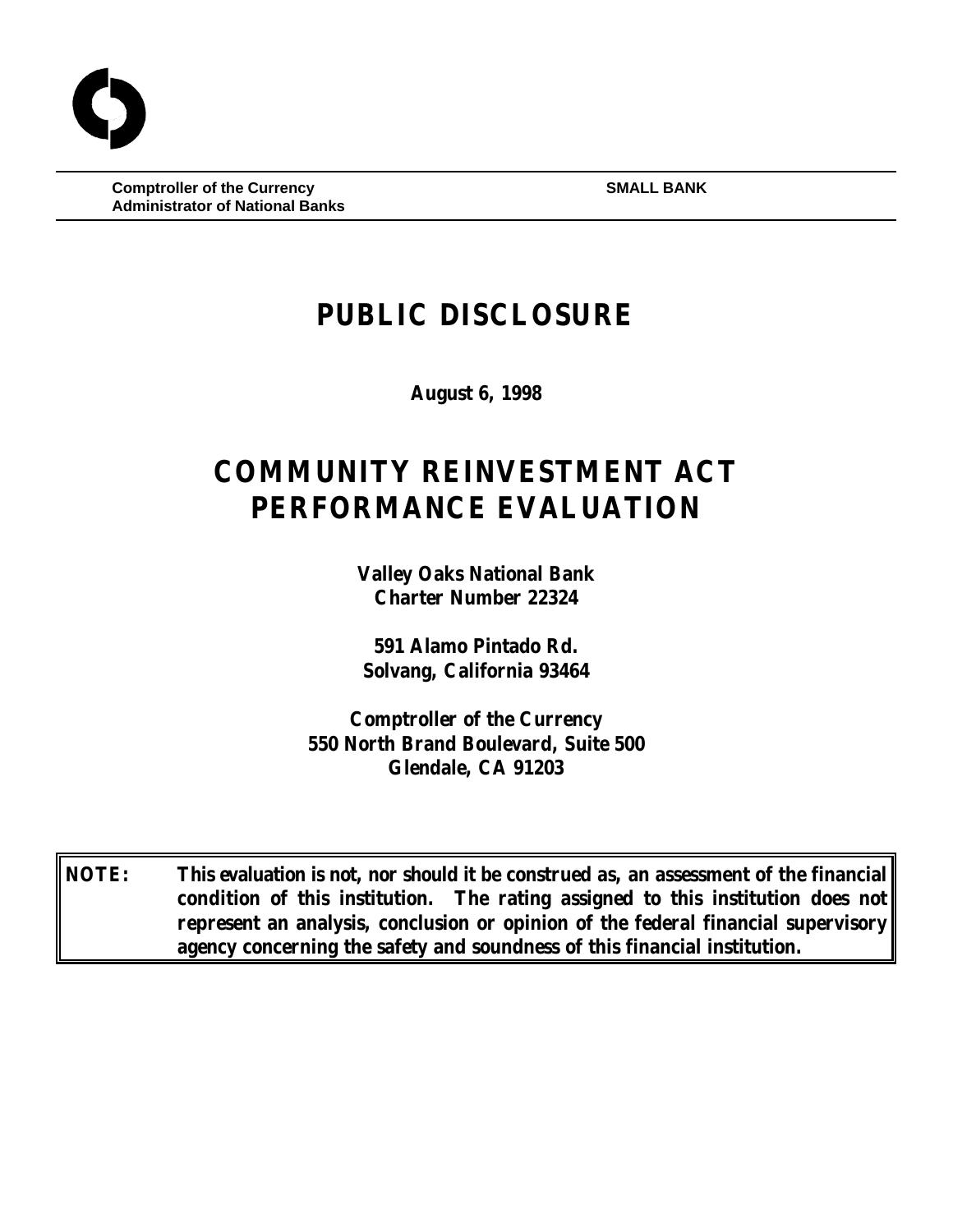**Comptroller of the Currency**
**Administrator of National Banks**

**SMALL BANK**

# PUBLIC DISCLOSURE

**August 6, 1998**

# COMMUNITY REINVESTMENT ACT PERFORMANCE EVALUATION

**Valley Oaks National Bank**
**Charter Number 22324**

**591 Alamo Pintado Rd.**
**Solvang, California 93464**

**Comptroller of the Currency**
**550 North Brand Boulevard, Suite 500**
**Glendale, CA 91203**

**NOTE: This evaluation is not, nor should it be construed as, an assessment of the financial condition of this institution. The rating assigned to this institution does not represent an analysis, conclusion or opinion of the federal financial supervisory agency concerning the safety and soundness of this financial institution.**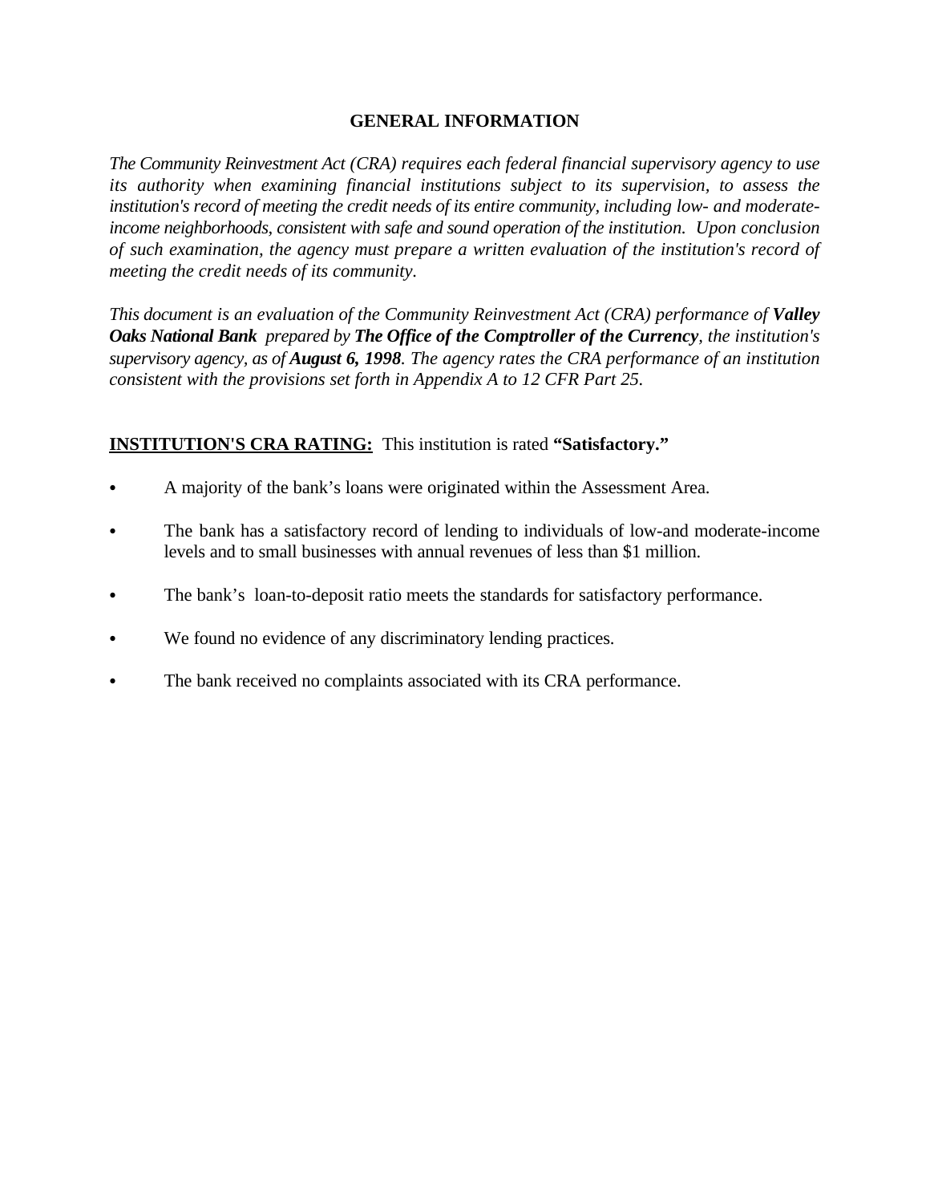## GENERAL INFORMATION

*The Community Reinvestment Act (CRA) requires each federal financial supervisory agency to use its authority when examining financial institutions subject to its supervision, to assess the institution's record of meeting the credit needs of its entire community, including low- and moderate-income neighborhoods, consistent with safe and sound operation of the institution. Upon conclusion of such examination, the agency must prepare a written evaluation of the institution's record of meeting the credit needs of its community.*

*This document is an evaluation of the Community Reinvestment Act (CRA) performance of **Valley Oaks National Bank** prepared by **The Office of the Comptroller of the Currency**, the institution's supervisory agency, as of **August 6, 1998**. The agency rates the CRA performance of an institution consistent with the provisions set forth in Appendix A to 12 CFR Part 25.*

**INSTITUTION'S CRA RATING:** This institution is rated **"Satisfactory."**

- A majority of the bank's loans were originated within the Assessment Area.
- The bank has a satisfactory record of lending to individuals of low-and moderate-income levels and to small businesses with annual revenues of less than $1 million.
- The bank's loan-to-deposit ratio meets the standards for satisfactory performance.
- We found no evidence of any discriminatory lending practices.
- The bank received no complaints associated with its CRA performance.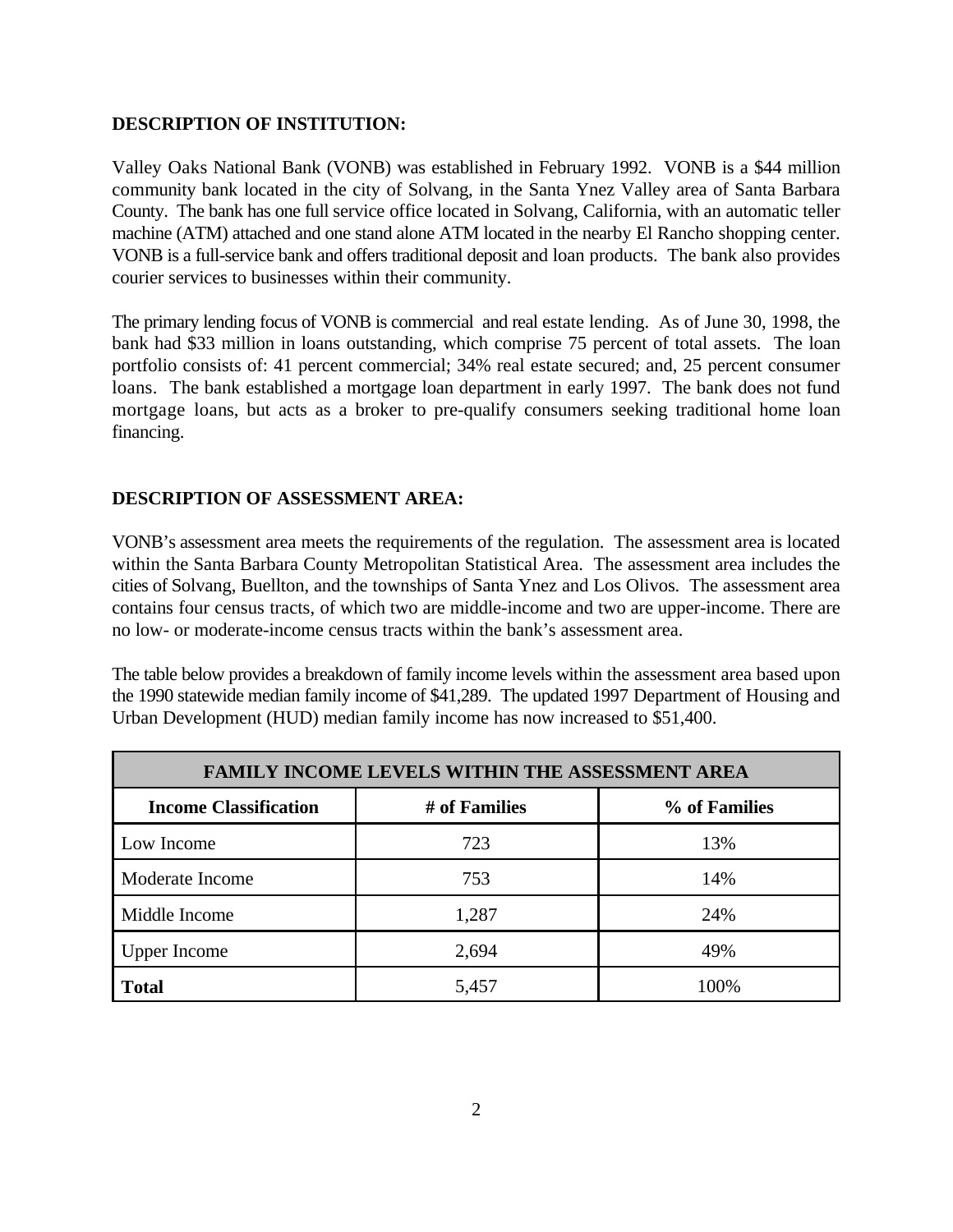## DESCRIPTION OF INSTITUTION:

Valley Oaks National Bank (VONB) was established in February 1992. VONB is a $44 million community bank located in the city of Solvang, in the Santa Ynez Valley area of Santa Barbara County. The bank has one full service office located in Solvang, California, with an automatic teller machine (ATM) attached and one stand alone ATM located in the nearby El Rancho shopping center. VONB is a full-service bank and offers traditional deposit and loan products. The bank also provides courier services to businesses within their community.

The primary lending focus of VONB is commercial and real estate lending. As of June 30, 1998, the bank had $33 million in loans outstanding, which comprise 75 percent of total assets. The loan portfolio consists of: 41 percent commercial; 34% real estate secured; and, 25 percent consumer loans. The bank established a mortgage loan department in early 1997. The bank does not fund mortgage loans, but acts as a broker to pre-qualify consumers seeking traditional home loan financing.

## DESCRIPTION OF ASSESSMENT AREA:

VONB's assessment area meets the requirements of the regulation. The assessment area is located within the Santa Barbara County Metropolitan Statistical Area. The assessment area includes the cities of Solvang, Buellton, and the townships of Santa Ynez and Los Olivos. The assessment area contains four census tracts, of which two are middle-income and two are upper-income. There are no low- or moderate-income census tracts within the bank's assessment area.

The table below provides a breakdown of family income levels within the assessment area based upon the 1990 statewide median family income of $41,289. The updated 1997 Department of Housing and Urban Development (HUD) median family income has now increased to $51,400.

| FAMILY INCOME LEVELS WITHIN THE ASSESSMENT AREA | | |
|---|---|---|
| **Income Classification** | **# of Families** | **% of Families** |
| Low Income | 723 | 13% |
| Moderate Income | 753 | 14% |
| Middle Income | 1,287 | 24% |
| Upper Income | 2,694 | 49% |
| **Total** | 5,457 | 100% |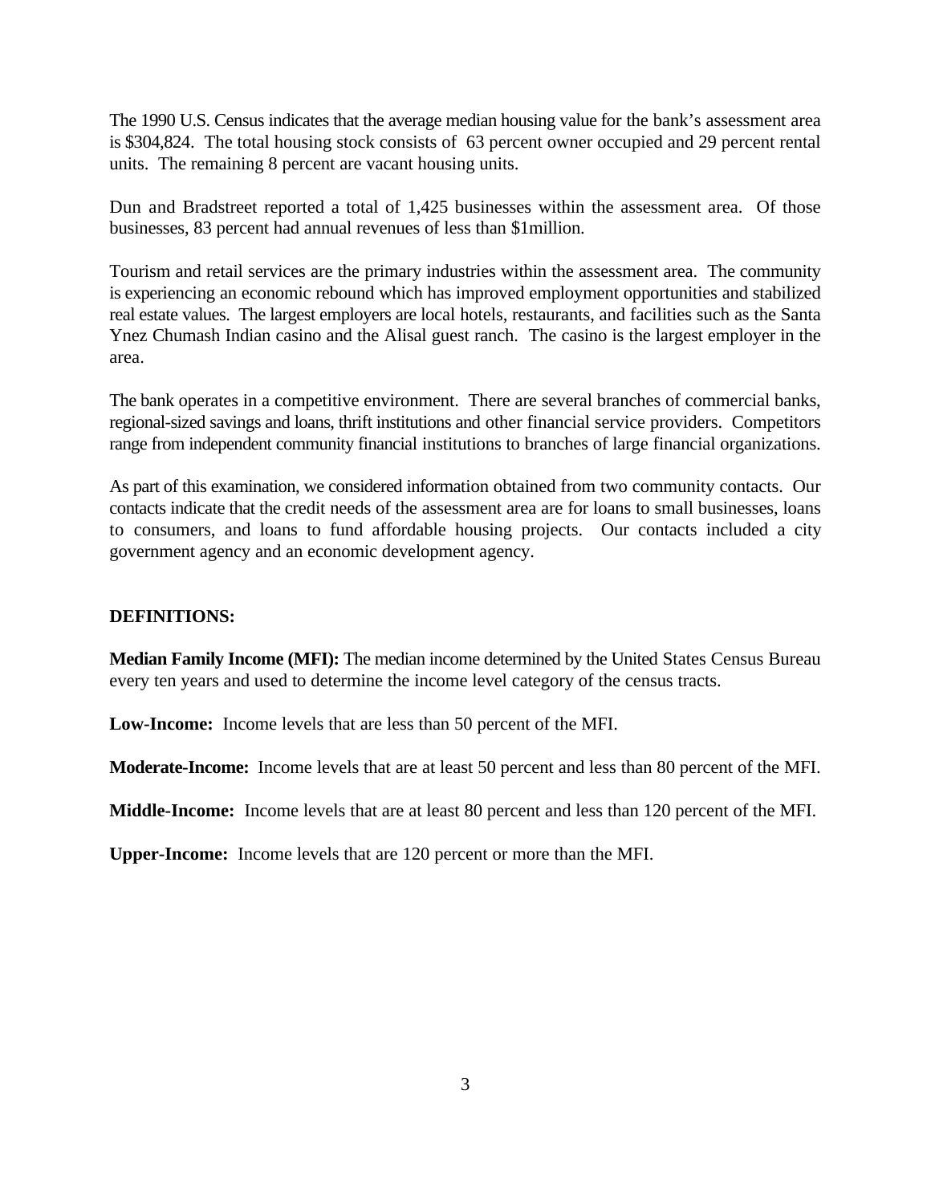The 1990 U.S. Census indicates that the average median housing value for the bank's assessment area is $304,824. The total housing stock consists of 63 percent owner occupied and 29 percent rental units. The remaining 8 percent are vacant housing units.

Dun and Bradstreet reported a total of 1,425 businesses within the assessment area. Of those businesses, 83 percent had annual revenues of less than $1million.

Tourism and retail services are the primary industries within the assessment area. The community is experiencing an economic rebound which has improved employment opportunities and stabilized real estate values. The largest employers are local hotels, restaurants, and facilities such as the Santa Ynez Chumash Indian casino and the Alisal guest ranch. The casino is the largest employer in the area.

The bank operates in a competitive environment. There are several branches of commercial banks, regional-sized savings and loans, thrift institutions and other financial service providers. Competitors range from independent community financial institutions to branches of large financial organizations.

As part of this examination, we considered information obtained from two community contacts. Our contacts indicate that the credit needs of the assessment area are for loans to small businesses, loans to consumers, and loans to fund affordable housing projects. Our contacts included a city government agency and an economic development agency.

**DEFINITIONS:**

**Median Family Income (MFI):** The median income determined by the United States Census Bureau every ten years and used to determine the income level category of the census tracts.

**Low-Income:** Income levels that are less than 50 percent of the MFI.

**Moderate-Income:** Income levels that are at least 50 percent and less than 80 percent of the MFI.

**Middle-Income:** Income levels that are at least 80 percent and less than 120 percent of the MFI.

**Upper-Income:** Income levels that are 120 percent or more than the MFI.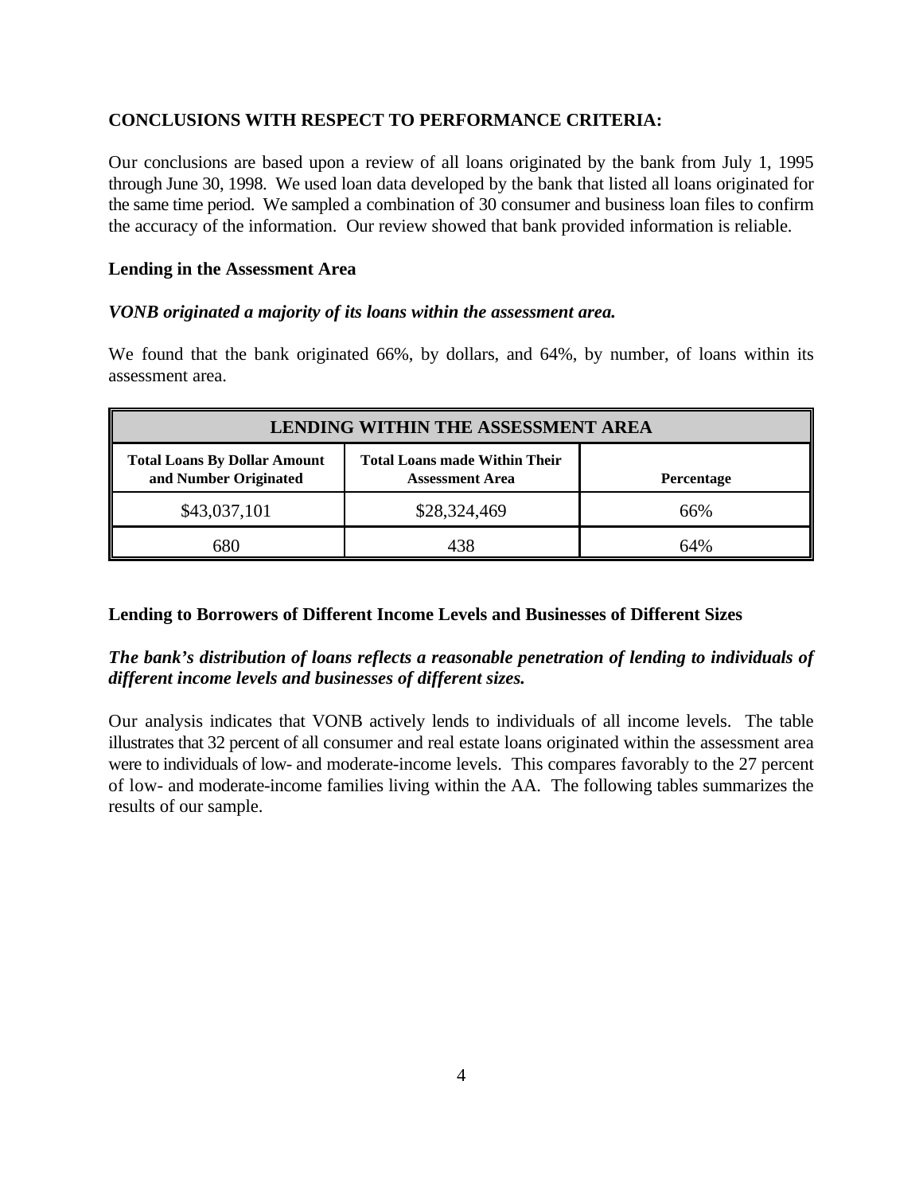## CONCLUSIONS WITH RESPECT TO PERFORMANCE CRITERIA:

Our conclusions are based upon a review of all loans originated by the bank from July 1, 1995 through June 30, 1998. We used loan data developed by the bank that listed all loans originated for the same time period. We sampled a combination of 30 consumer and business loan files to confirm the accuracy of the information. Our review showed that bank provided information is reliable.

### Lending in the Assessment Area

***VONB originated a majority of its loans within the assessment area.***

We found that the bank originated 66%, by dollars, and 64%, by number, of loans within its assessment area.

| LENDING WITHIN THE ASSESSMENT AREA | | |
|---|---|---|
| **Total Loans By Dollar Amount and Number Originated** | **Total Loans made Within Their Assessment Area** | **Percentage** |
| $43,037,101 | $28,324,469 | 66% |
| 680 | 438 | 64% |

### Lending to Borrowers of Different Income Levels and Businesses of Different Sizes

***The bank's distribution of loans reflects a reasonable penetration of lending to individuals of different income levels and businesses of different sizes.***

Our analysis indicates that VONB actively lends to individuals of all income levels. The table illustrates that 32 percent of all consumer and real estate loans originated within the assessment area were to individuals of low- and moderate-income levels. This compares favorably to the 27 percent of low- and moderate-income families living within the AA. The following tables summarizes the results of our sample.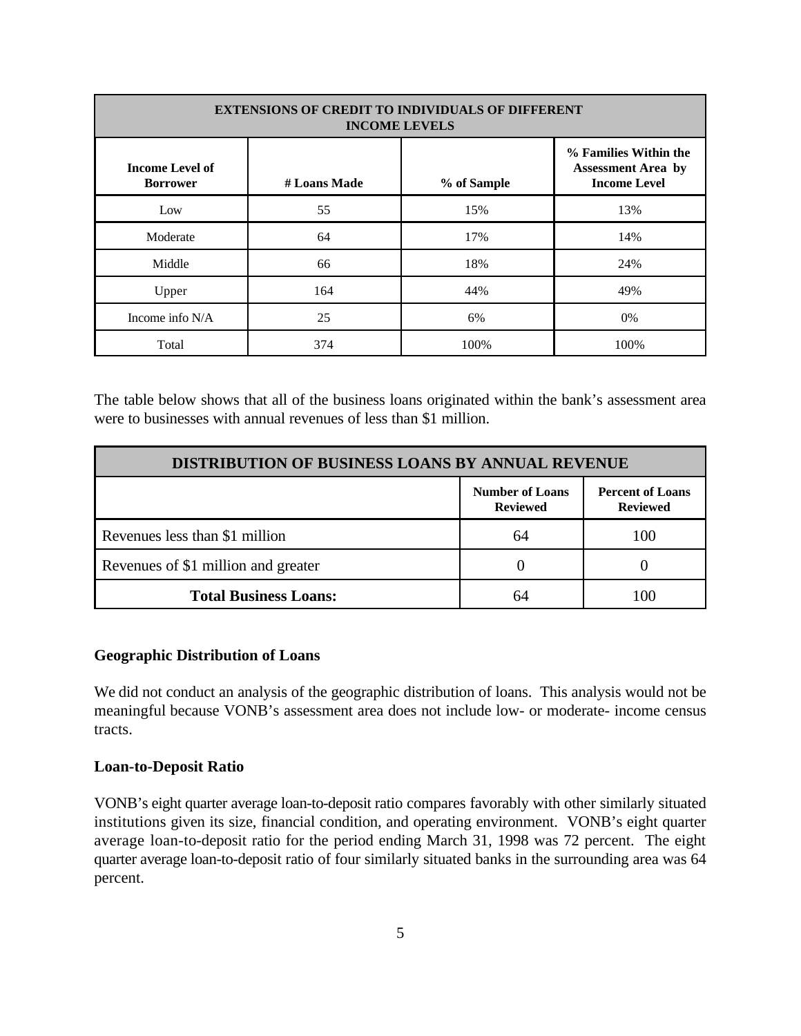| EXTENSIONS OF CREDIT TO INDIVIDUALS OF DIFFERENT INCOME LEVELS | | | |
|---|---|---|---|
| **Income Level of Borrower** | **# Loans Made** | **% of Sample** | **% Families Within the Assessment Area by Income Level** |
| Low | 55 | 15% | 13% |
| Moderate | 64 | 17% | 14% |
| Middle | 66 | 18% | 24% |
| Upper | 164 | 44% | 49% |
| Income info N/A | 25 | 6% | 0% |
| Total | 374 | 100% | 100% |

The table below shows that all of the business loans originated within the bank's assessment area were to businesses with annual revenues of less than $1 million.

| DISTRIBUTION OF BUSINESS LOANS BY ANNUAL REVENUE | | |
|---|---|---|
| | **Number of Loans Reviewed** | **Percent of Loans Reviewed** |
| Revenues less than $1 million | 64 | 100 |
| Revenues of $1 million and greater | 0 | 0 |
| **Total Business Loans:** | 64 | 100 |

### Geographic Distribution of Loans

We did not conduct an analysis of the geographic distribution of loans. This analysis would not be meaningful because VONB's assessment area does not include low- or moderate- income census tracts.

### Loan-to-Deposit Ratio

VONB's eight quarter average loan-to-deposit ratio compares favorably with other similarly situated institutions given its size, financial condition, and operating environment. VONB's eight quarter average loan-to-deposit ratio for the period ending March 31, 1998 was 72 percent. The eight quarter average loan-to-deposit ratio of four similarly situated banks in the surrounding area was 64 percent.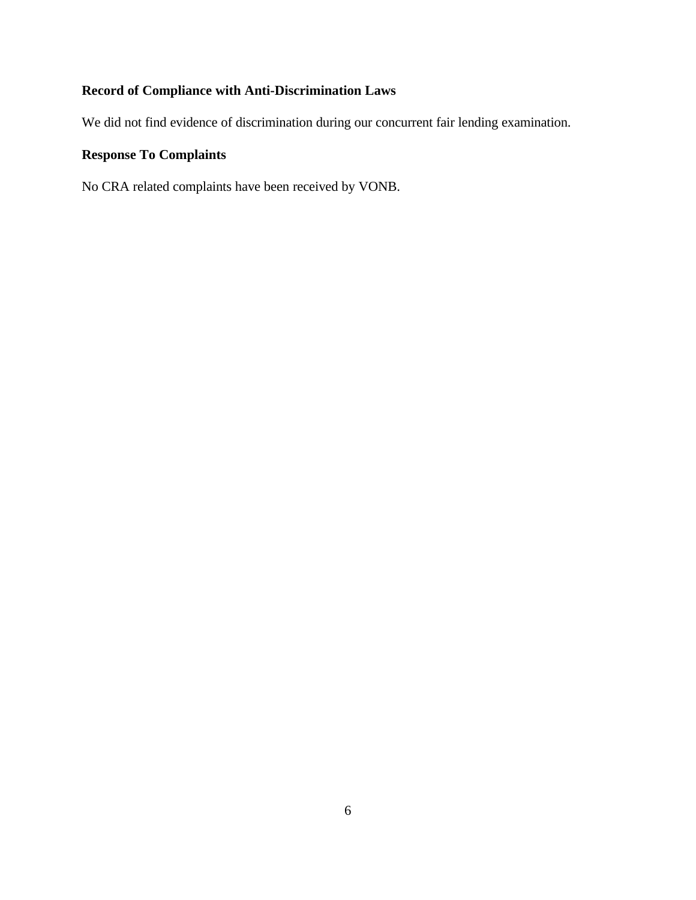### Record of Compliance with Anti-Discrimination Laws

We did not find evidence of discrimination during our concurrent fair lending examination.

### Response To Complaints

No CRA related complaints have been received by VONB.